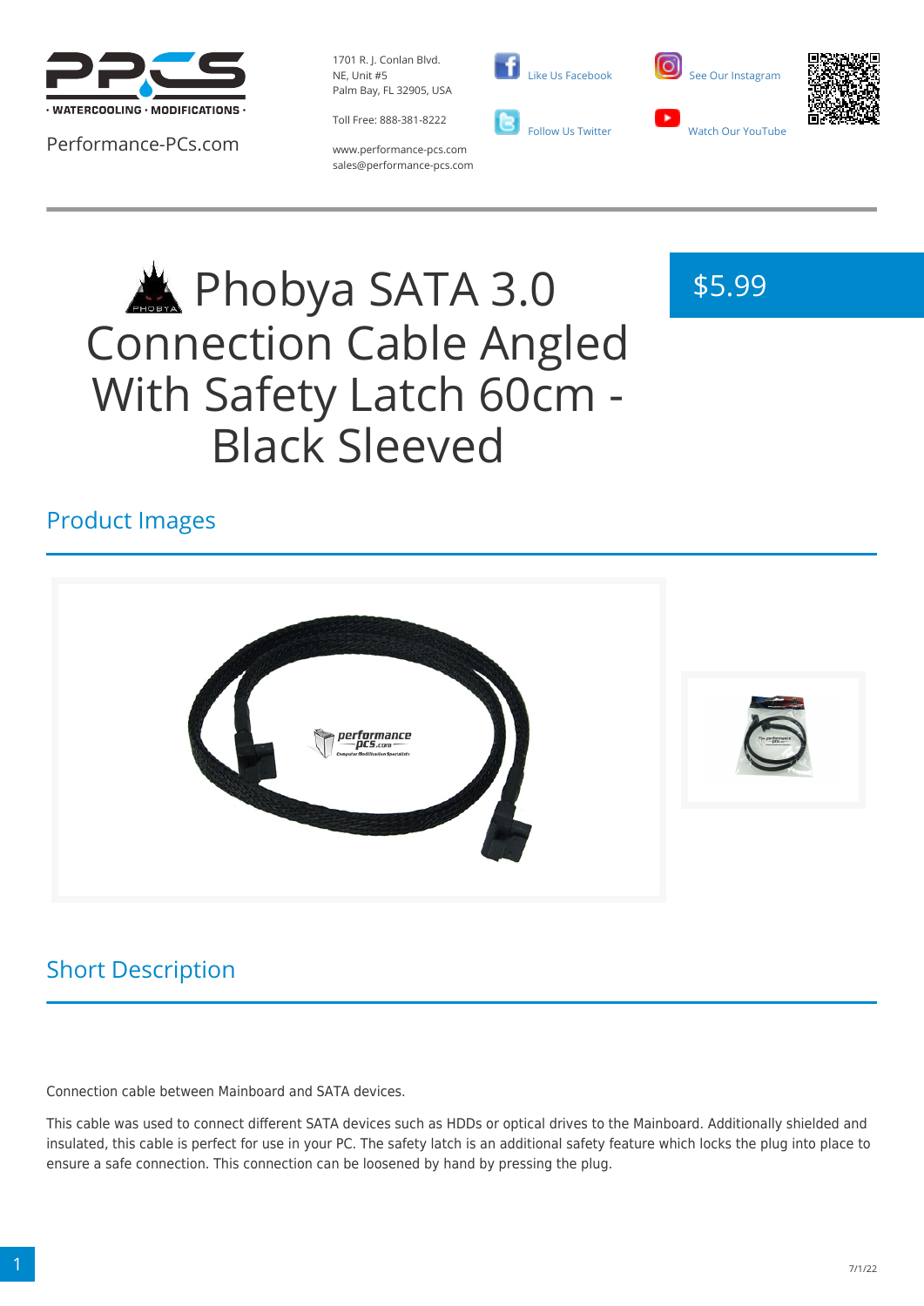· WATERCOOLING · MODIFICATIONS ·

Performance-PCs.com

1701 R. J. Conlan Blvd.
NE, Unit #5
Palm Bay, FL 32905, USA

Toll Free: 888-381-8222

www.performance-pcs.com
sales@performance-pcs.com

Like Us Facebook

Follow Us Twitter

See Our Instagram

Watch Our YouTube

# Phobya SATA 3.0 Connection Cable Angled With Safety Latch 60cm - Black Sleeved

$5.99

## Product Images

## Short Description

Connection cable between Mainboard and SATA devices.

This cable was used to connect different SATA devices such as HDDs or optical drives to the Mainboard. Additionally shielded and insulated, this cable is perfect for use in your PC. The safety latch is an additional safety feature which locks the plug into place to ensure a safe connection. This connection can be loosened by hand by pressing the plug.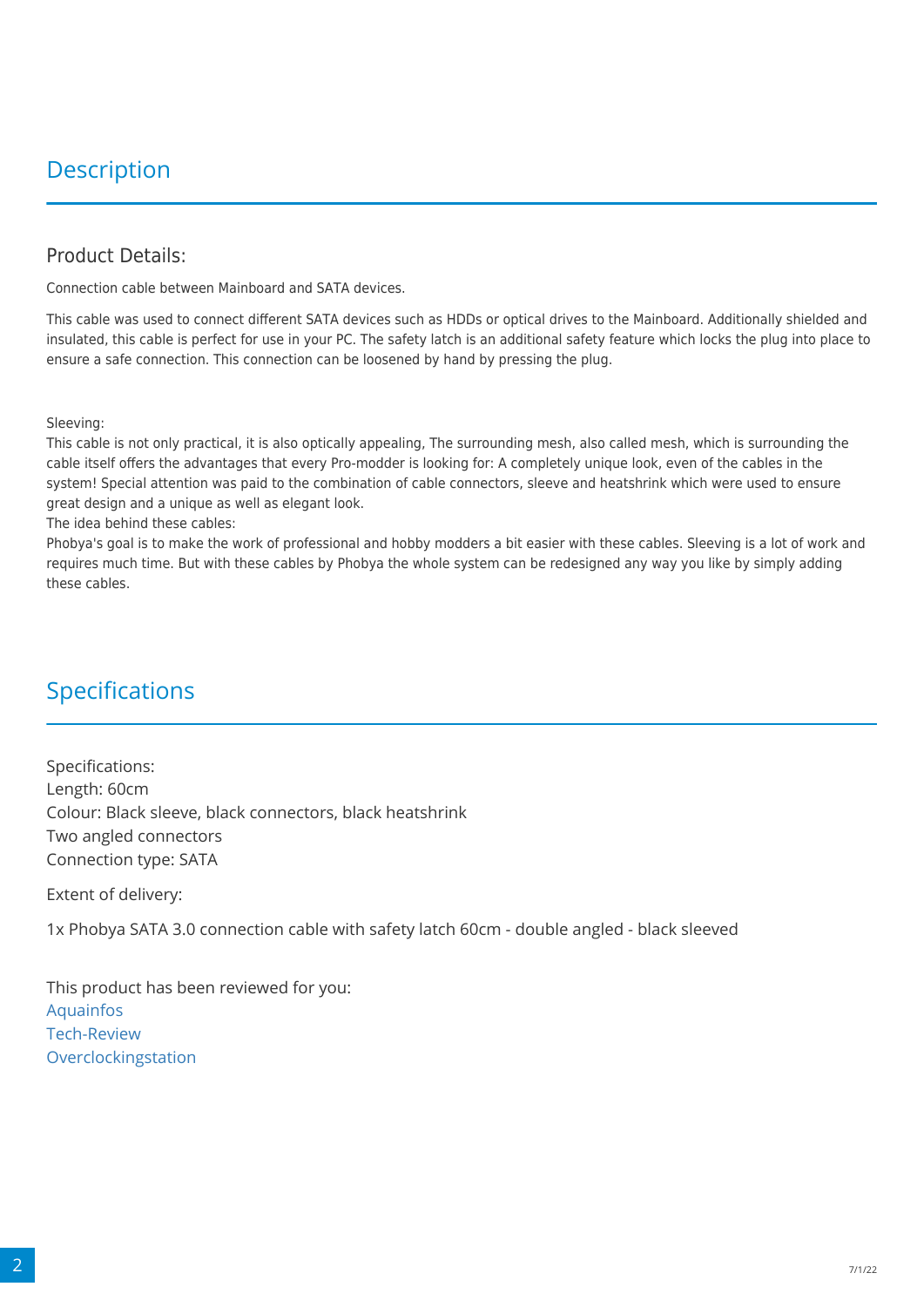## Description

### Product Details:

Connection cable between Mainboard and SATA devices.

This cable was used to connect different SATA devices such as HDDs or optical drives to the Mainboard. Additionally shielded and insulated, this cable is perfect for use in your PC. The safety latch is an additional safety feature which locks the plug into place to ensure a safe connection. This connection can be loosened by hand by pressing the plug.

Sleeving:
This cable is not only practical, it is also optically appealing, The surrounding mesh, also called mesh, which is surrounding the cable itself offers the advantages that every Pro-modder is looking for: A completely unique look, even of the cables in the system! Special attention was paid to the combination of cable connectors, sleeve and heatshrink which were used to ensure great design and a unique as well as elegant look.
The idea behind these cables:
Phobya's goal is to make the work of professional and hobby modders a bit easier with these cables. Sleeving is a lot of work and requires much time. But with these cables by Phobya the whole system can be redesigned any way you like by simply adding these cables.

## Specifications

Specifications:
Length: 60cm
Colour: Black sleeve, black connectors, black heatshrink
Two angled connectors
Connection type: SATA

Extent of delivery:

1x Phobya SATA 3.0 connection cable with safety latch 60cm - double angled - black sleeved

This product has been reviewed for you:
Aquainfos
Tech-Review
Overclockingstation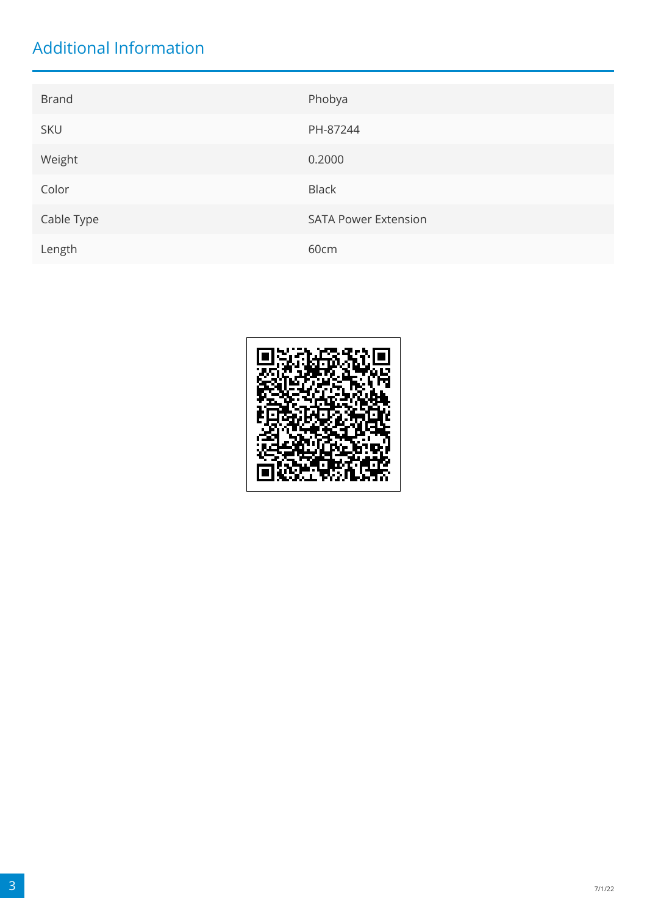## Additional Information

| | |
|---|---|
| Brand | Phobya |
| SKU | PH-87244 |
| Weight | 0.2000 |
| Color | Black |
| Cable Type | SATA Power Extension |
| Length | 60cm |